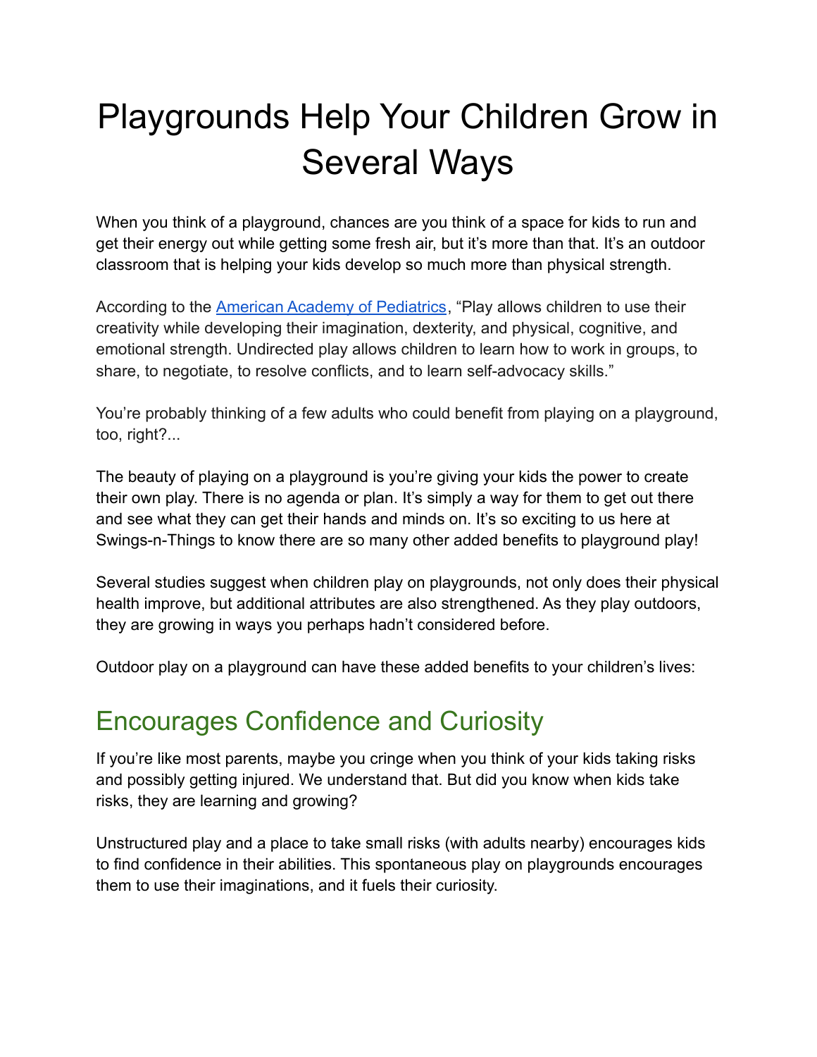# Playgrounds Help Your Children Grow in Several Ways

When you think of a playground, chances are you think of a space for kids to run and get their energy out while getting some fresh air, but it's more than that. It's an outdoor classroom that is helping your kids develop so much more than physical strength.

According to the [American Academy of Pediatrics](), "Play allows children to use their creativity while developing their imagination, dexterity, and physical, cognitive, and emotional strength. Undirected play allows children to learn how to work in groups, to share, to negotiate, to resolve conflicts, and to learn self-advocacy skills."

You're probably thinking of a few adults who could benefit from playing on a playground, too, right?...

The beauty of playing on a playground is you're giving your kids the power to create their own play. There is no agenda or plan. It's simply a way for them to get out there and see what they can get their hands and minds on. It's so exciting to us here at Swings-n-Things to know there are so many other added benefits to playground play!

Several studies suggest when children play on playgrounds, not only does their physical health improve, but additional attributes are also strengthened. As they play outdoors, they are growing in ways you perhaps hadn't considered before.

Outdoor play on a playground can have these added benefits to your children's lives:

## Encourages Confidence and Curiosity

If you're like most parents, maybe you cringe when you think of your kids taking risks and possibly getting injured. We understand that. But did you know when kids take risks, they are learning and growing?

Unstructured play and a place to take small risks (with adults nearby) encourages kids to find confidence in their abilities. This spontaneous play on playgrounds encourages them to use their imaginations, and it fuels their curiosity.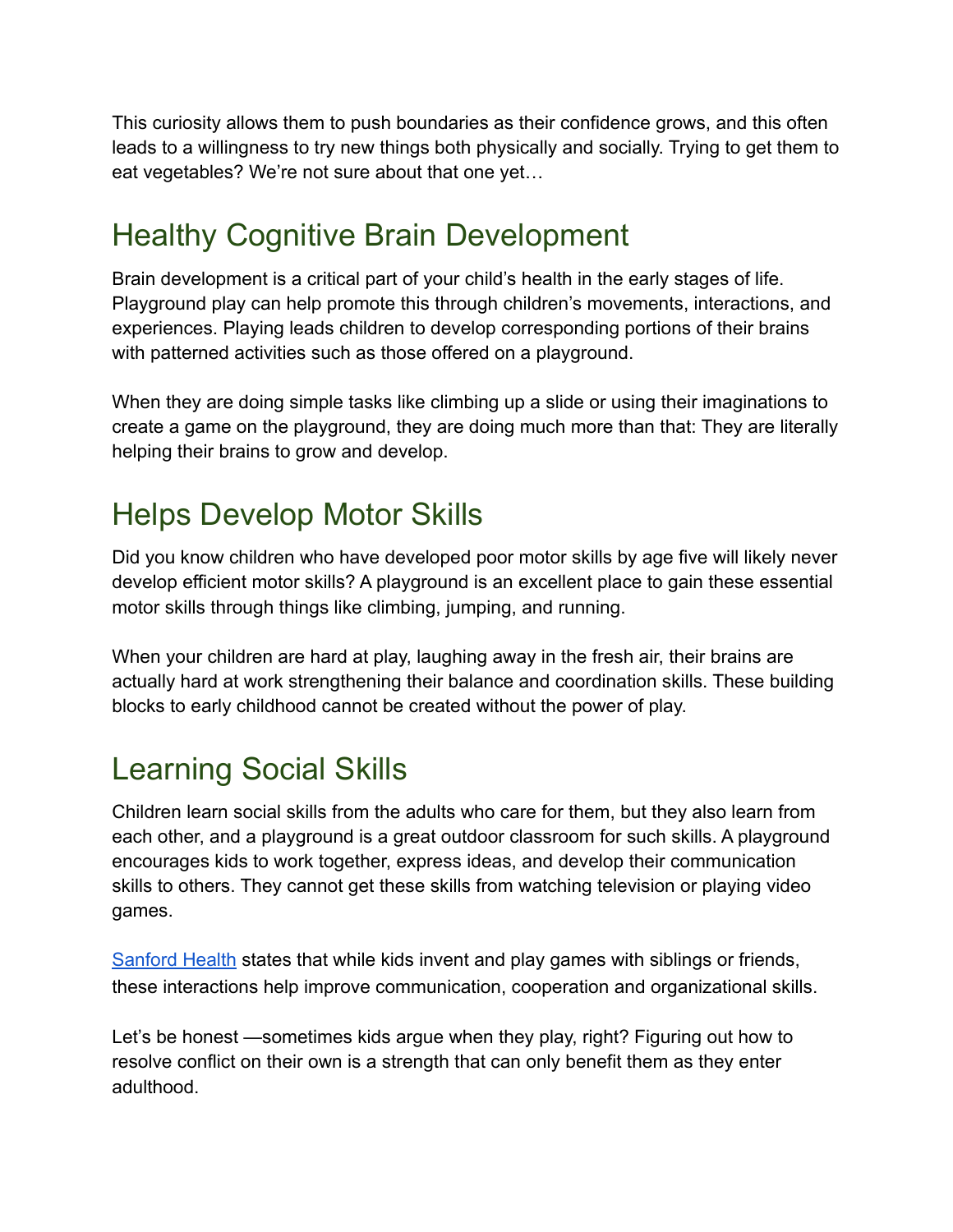This curiosity allows them to push boundaries as their confidence grows, and this often leads to a willingness to try new things both physically and socially. Trying to get them to eat vegetables? We're not sure about that one yet…

## Healthy Cognitive Brain Development

Brain development is a critical part of your child's health in the early stages of life. Playground play can help promote this through children's movements, interactions, and experiences. Playing leads children to develop corresponding portions of their brains with patterned activities such as those offered on a playground.

When they are doing simple tasks like climbing up a slide or using their imaginations to create a game on the playground, they are doing much more than that: They are literally helping their brains to grow and develop.

## Helps Develop Motor Skills

Did you know children who have developed poor motor skills by age five will likely never develop efficient motor skills? A playground is an excellent place to gain these essential motor skills through things like climbing, jumping, and running.

When your children are hard at play, laughing away in the fresh air, their brains are actually hard at work strengthening their balance and coordination skills. These building blocks to early childhood cannot be created without the power of play.

## Learning Social Skills

Children learn social skills from the adults who care for them, but they also learn from each other, and a playground is a great outdoor classroom for such skills. A playground encourages kids to work together, express ideas, and develop their communication skills to others. They cannot get these skills from watching television or playing video games.

Sanford Health states that while kids invent and play games with siblings or friends, these interactions help improve communication, cooperation and organizational skills.

Let's be honest —sometimes kids argue when they play, right? Figuring out how to resolve conflict on their own is a strength that can only benefit them as they enter adulthood.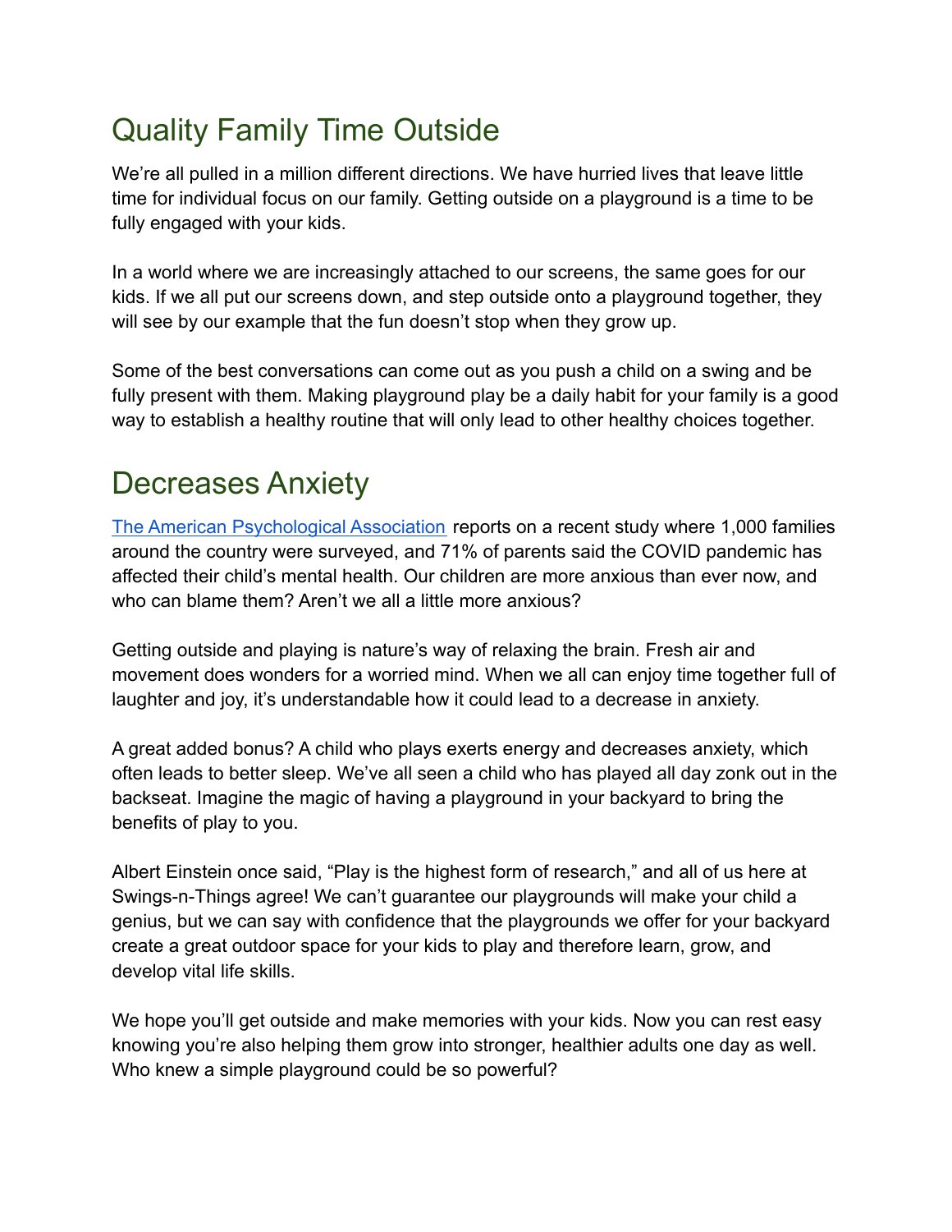## Quality Family Time Outside

We're all pulled in a million different directions. We have hurried lives that leave little time for individual focus on our family. Getting outside on a playground is a time to be fully engaged with your kids.

In a world where we are increasingly attached to our screens, the same goes for our kids. If we all put our screens down, and step outside onto a playground together, they will see by our example that the fun doesn't stop when they grow up.

Some of the best conversations can come out as you push a child on a swing and be fully present with them. Making playground play be a daily habit for your family is a good way to establish a healthy routine that will only lead to other healthy choices together.

## Decreases Anxiety

[The American Psychological Association]() reports on a recent study where 1,000 families around the country were surveyed, and 71% of parents said the COVID pandemic has affected their child's mental health. Our children are more anxious than ever now, and who can blame them? Aren't we all a little more anxious?

Getting outside and playing is nature's way of relaxing the brain. Fresh air and movement does wonders for a worried mind. When we all can enjoy time together full of laughter and joy, it's understandable how it could lead to a decrease in anxiety.

A great added bonus? A child who plays exerts energy and decreases anxiety, which often leads to better sleep. We've all seen a child who has played all day zonk out in the backseat. Imagine the magic of having a playground in your backyard to bring the benefits of play to you.

Albert Einstein once said, "Play is the highest form of research," and all of us here at Swings-n-Things agree! We can't guarantee our playgrounds will make your child a genius, but we can say with confidence that the playgrounds we offer for your backyard create a great outdoor space for your kids to play and therefore learn, grow, and develop vital life skills.

We hope you'll get outside and make memories with your kids. Now you can rest easy knowing you're also helping them grow into stronger, healthier adults one day as well. Who knew a simple playground could be so powerful?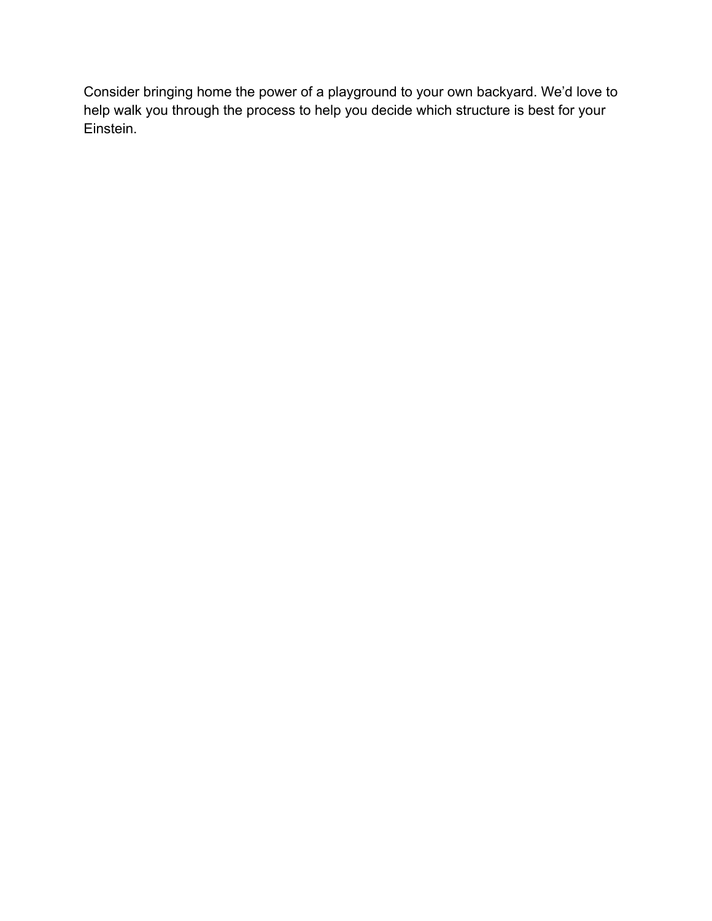Consider bringing home the power of a playground to your own backyard. We'd love to help walk you through the process to help you decide which structure is best for your Einstein.